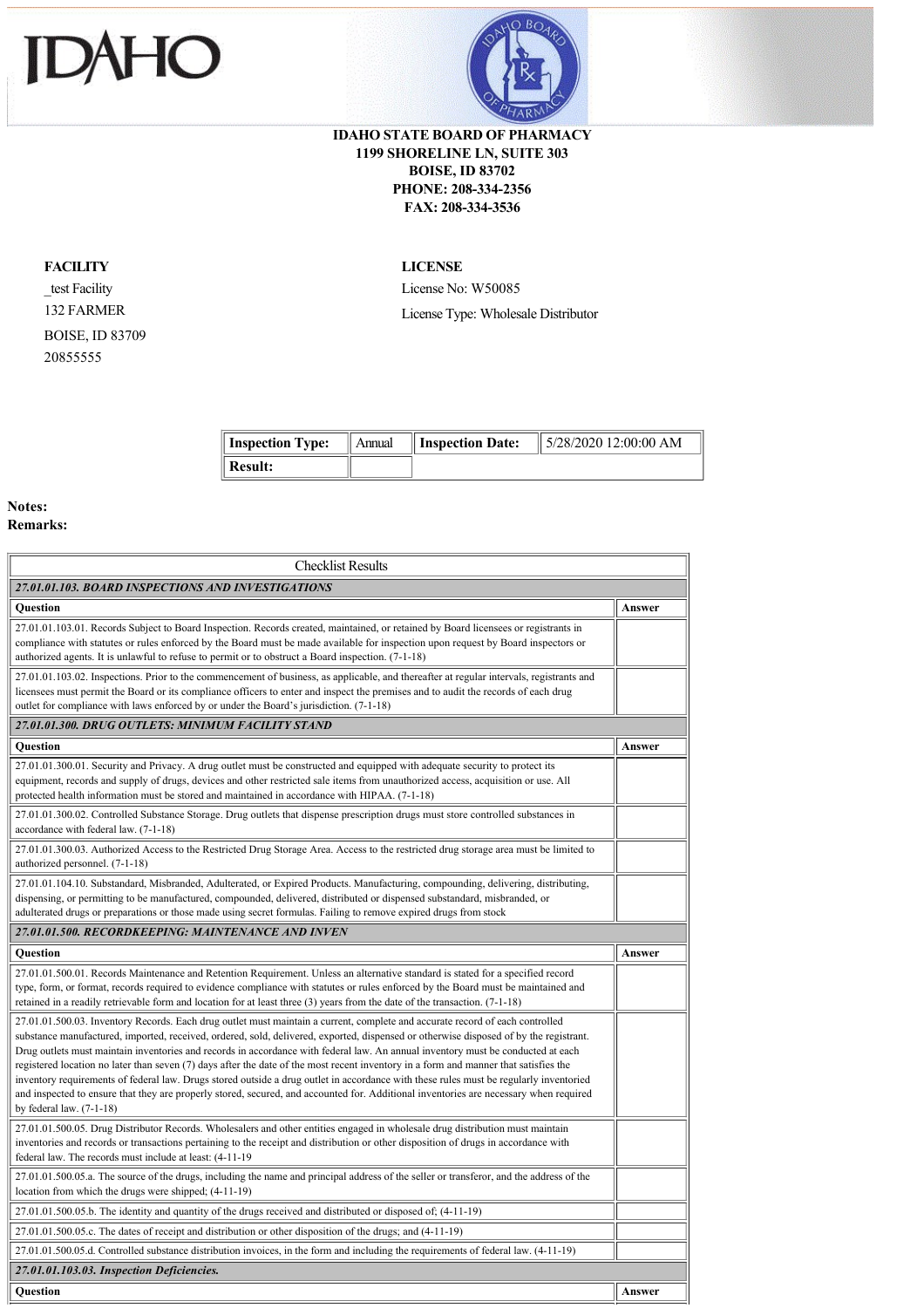# IDAHO

**IDAHO STATE BOARD OF PHARMACY**
**1199 SHORELINE LN, SUITE 303**
**BOISE, ID 83702**
**PHONE: 208-334-2356**
**FAX: 208-334-3536**

**FACILITY**
_test Facility
132 FARMER
BOISE, ID 83709
20855555

**LICENSE**
License No: W50085
License Type: Wholesale Distributor

| **Inspection Type:** | Annual | **Inspection Date:** | 5/28/2020 12:00:00 AM |
|---|---|---|---|
| **Result:** | | | |

**Notes:**
**Remarks:**

| Checklist Results | |
|---|---|
| ***27.01.01.103. BOARD INSPECTIONS AND INVESTIGATIONS*** | |
| **Question** | **Answer** |
| 27.01.01.103.01. Records Subject to Board Inspection. Records created, maintained, or retained by Board licensees or registrants in compliance with statutes or rules enforced by the Board must be made available for inspection upon request by Board inspectors or authorized agents. It is unlawful to refuse to permit or to obstruct a Board inspection. (7-1-18) | |
| 27.01.01.103.02. Inspections. Prior to the commencement of business, as applicable, and thereafter at regular intervals, registrants and licensees must permit the Board or its compliance officers to enter and inspect the premises and to audit the records of each drug outlet for compliance with laws enforced by or under the Board's jurisdiction. (7-1-18) | |
| ***27.01.01.300. DRUG OUTLETS: MINIMUM FACILITY STAND*** | |
| **Question** | **Answer** |
| 27.01.01.300.01. Security and Privacy. A drug outlet must be constructed and equipped with adequate security to protect its equipment, records and supply of drugs, devices and other restricted sale items from unauthorized access, acquisition or use. All protected health information must be stored and maintained in accordance with HIPAA. (7-1-18) | |
| 27.01.01.300.02. Controlled Substance Storage. Drug outlets that dispense prescription drugs must store controlled substances in accordance with federal law. (7-1-18) | |
| 27.01.01.300.03. Authorized Access to the Restricted Drug Storage Area. Access to the restricted drug storage area must be limited to authorized personnel. (7-1-18) | |
| 27.01.01.104.10. Substandard, Misbranded, Adulterated, or Expired Products. Manufacturing, compounding, delivering, distributing, dispensing, or permitting to be manufactured, compounded, delivered, distributed or dispensed substandard, misbranded, or adulterated drugs or preparations or those made using secret formulas. Failing to remove expired drugs from stock | |
| ***27.01.01.500. RECORDKEEPING: MAINTENANCE AND INVEN*** | |
| **Question** | **Answer** |
| 27.01.01.500.01. Records Maintenance and Retention Requirement. Unless an alternative standard is stated for a specified record type, form, or format, records required to evidence compliance with statutes or rules enforced by the Board must be maintained and retained in a readily retrievable form and location for at least three (3) years from the date of the transaction. (7-1-18) | |
| 27.01.01.500.03. Inventory Records. Each drug outlet must maintain a current, complete and accurate record of each controlled substance manufactured, imported, received, ordered, sold, delivered, exported, dispensed or otherwise disposed of by the registrant. Drug outlets must maintain inventories and records in accordance with federal law. An annual inventory must be conducted at each registered location no later than seven (7) days after the date of the most recent inventory in a form and manner that satisfies the inventory requirements of federal law. Drugs stored outside a drug outlet in accordance with these rules must be regularly inventoried and inspected to ensure that they are properly stored, secured, and accounted for. Additional inventories are necessary when required by federal law. (7-1-18) | |
| 27.01.01.500.05. Drug Distributor Records. Wholesalers and other entities engaged in wholesale drug distribution must maintain inventories and records or transactions pertaining to the receipt and distribution or other disposition of drugs in accordance with federal law. The records must include at least: (4-11-19 | |
| 27.01.01.500.05.a. The source of the drugs, including the name and principal address of the seller or transferor, and the address of the location from which the drugs were shipped; (4-11-19) | |
| 27.01.01.500.05.b. The identity and quantity of the drugs received and distributed or disposed of; (4-11-19) | |
| 27.01.01.500.05.c. The dates of receipt and distribution or other disposition of the drugs; and (4-11-19) | |
| 27.01.01.500.05.d. Controlled substance distribution invoices, in the form and including the requirements of federal law. (4-11-19) | |
| ***27.01.01.103.03. Inspection Deficiencies.*** | |
| **Question** | **Answer** |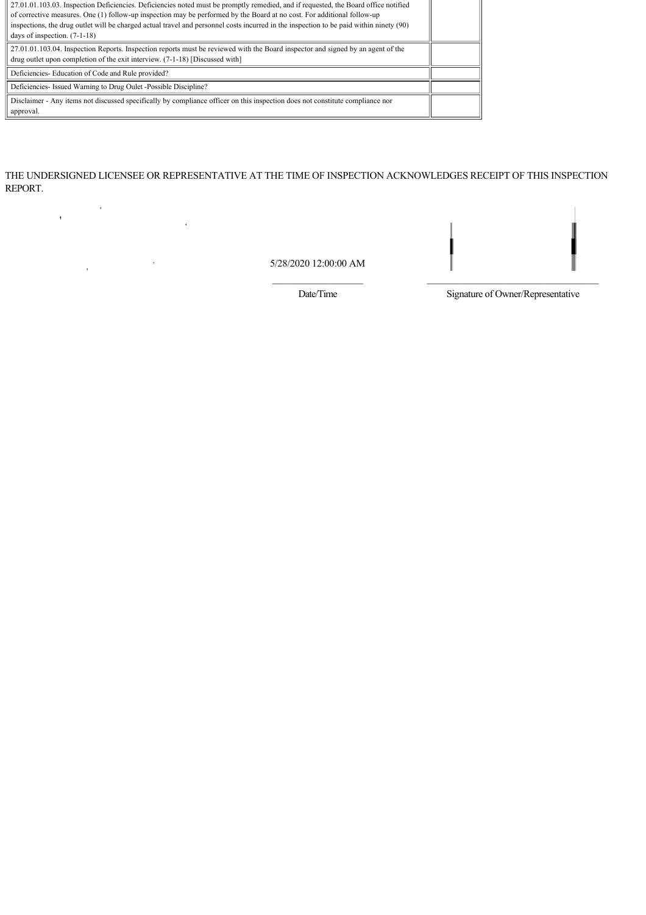| | |
|---|---|
| 27.01.01.103.03. Inspection Deficiencies. Deficiencies noted must be promptly remedied, and if requested, the Board office notified of corrective measures. One (1) follow-up inspection may be performed by the Board at no cost. For additional follow-up inspections, the drug outlet will be charged actual travel and personnel costs incurred in the inspection to be paid within ninety (90) days of inspection. (7-1-18) | |
| 27.01.01.103.04. Inspection Reports. Inspection reports must be reviewed with the Board inspector and signed by an agent of the drug outlet upon completion of the exit interview. (7-1-18) [Discussed with] | |
| Deficiencies- Education of Code and Rule provided? | |
| Deficiencies- Issued Warning to Drug Oulet -Possible Discipline? | |
| Disclaimer - Any items not discussed specifically by compliance officer on this inspection does not constitute compliance nor approval. | |

THE UNDERSIGNED LICENSEE OR REPRESENTATIVE AT THE TIME OF INSPECTION ACKNOWLEDGES RECEIPT OF THIS INSPECTION REPORT.

5/28/2020 12:00:00 AM

Date/Time

Signature of Owner/Representative